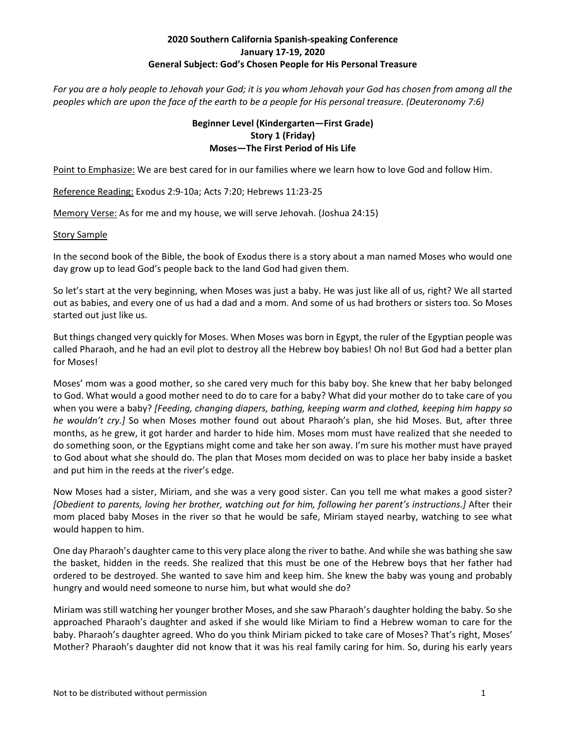**2020 Southern California Spanish-speaking Conference**
**January 17-19, 2020**
**General Subject: God's Chosen People for His Personal Treasure**

*For you are a holy people to Jehovah your God; it is you whom Jehovah your God has chosen from among all the peoples which are upon the face of the earth to be a people for His personal treasure. (Deuteronomy 7:6)*

**Beginner Level (Kindergarten—First Grade)**
**Story 1 (Friday)**
**Moses—The First Period of His Life**

Point to Emphasize: We are best cared for in our families where we learn how to love God and follow Him.

Reference Reading: Exodus 2:9-10a; Acts 7:20; Hebrews 11:23-25

Memory Verse: As for me and my house, we will serve Jehovah. (Joshua 24:15)

Story Sample

In the second book of the Bible, the book of Exodus there is a story about a man named Moses who would one day grow up to lead God's people back to the land God had given them.

So let's start at the very beginning, when Moses was just a baby. He was just like all of us, right? We all started out as babies, and every one of us had a dad and a mom. And some of us had brothers or sisters too. So Moses started out just like us.

But things changed very quickly for Moses. When Moses was born in Egypt, the ruler of the Egyptian people was called Pharaoh, and he had an evil plot to destroy all the Hebrew boy babies! Oh no! But God had a better plan for Moses!

Moses' mom was a good mother, so she cared very much for this baby boy. She knew that her baby belonged to God. What would a good mother need to do to care for a baby? What did your mother do to take care of you when you were a baby? *[Feeding, changing diapers, bathing, keeping warm and clothed, keeping him happy so he wouldn't cry.]* So when Moses mother found out about Pharaoh's plan, she hid Moses. But, after three months, as he grew, it got harder and harder to hide him. Moses mom must have realized that she needed to do something soon, or the Egyptians might come and take her son away. I'm sure his mother must have prayed to God about what she should do. The plan that Moses mom decided on was to place her baby inside a basket and put him in the reeds at the river's edge.

Now Moses had a sister, Miriam, and she was a very good sister. Can you tell me what makes a good sister? *[Obedient to parents, loving her brother, watching out for him, following her parent's instructions.]* After their mom placed baby Moses in the river so that he would be safe, Miriam stayed nearby, watching to see what would happen to him.

One day Pharaoh's daughter came to this very place along the river to bathe. And while she was bathing she saw the basket, hidden in the reeds. She realized that this must be one of the Hebrew boys that her father had ordered to be destroyed. She wanted to save him and keep him. She knew the baby was young and probably hungry and would need someone to nurse him, but what would she do?

Miriam was still watching her younger brother Moses, and she saw Pharaoh's daughter holding the baby. So she approached Pharaoh's daughter and asked if she would like Miriam to find a Hebrew woman to care for the baby. Pharaoh's daughter agreed. Who do you think Miriam picked to take care of Moses? That's right, Moses' Mother? Pharaoh's daughter did not know that it was his real family caring for him. So, during his early years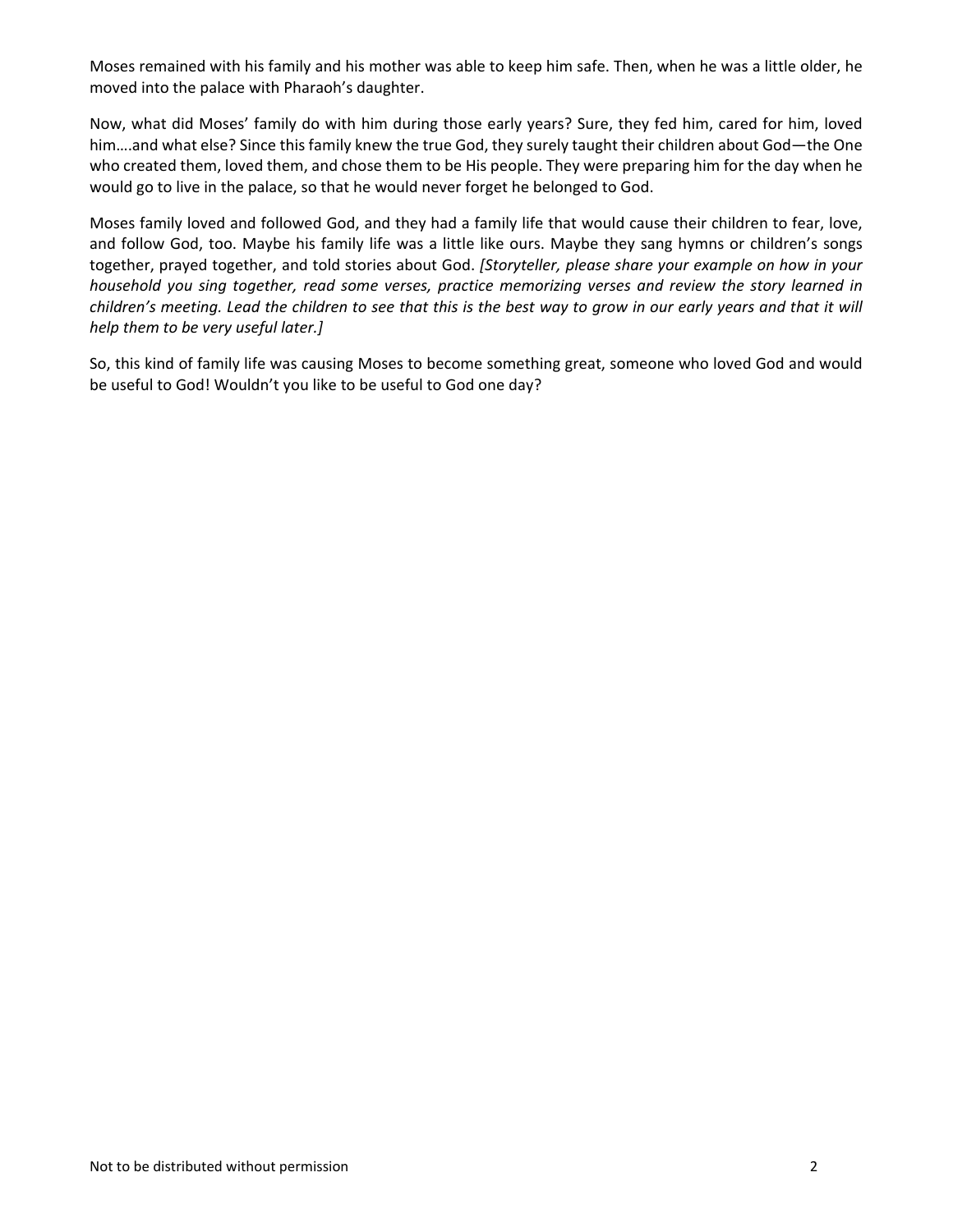Moses remained with his family and his mother was able to keep him safe. Then, when he was a little older, he moved into the palace with Pharaoh's daughter.

Now, what did Moses' family do with him during those early years? Sure, they fed him, cared for him, loved him….and what else? Since this family knew the true God, they surely taught their children about God—the One who created them, loved them, and chose them to be His people. They were preparing him for the day when he would go to live in the palace, so that he would never forget he belonged to God.

Moses family loved and followed God, and they had a family life that would cause their children to fear, love, and follow God, too. Maybe his family life was a little like ours. Maybe they sang hymns or children's songs together, prayed together, and told stories about God. *[Storyteller, please share your example on how in your household you sing together, read some verses, practice memorizing verses and review the story learned in children's meeting. Lead the children to see that this is the best way to grow in our early years and that it will help them to be very useful later.]*

So, this kind of family life was causing Moses to become something great, someone who loved God and would be useful to God! Wouldn't you like to be useful to God one day?

Not to be distributed without permission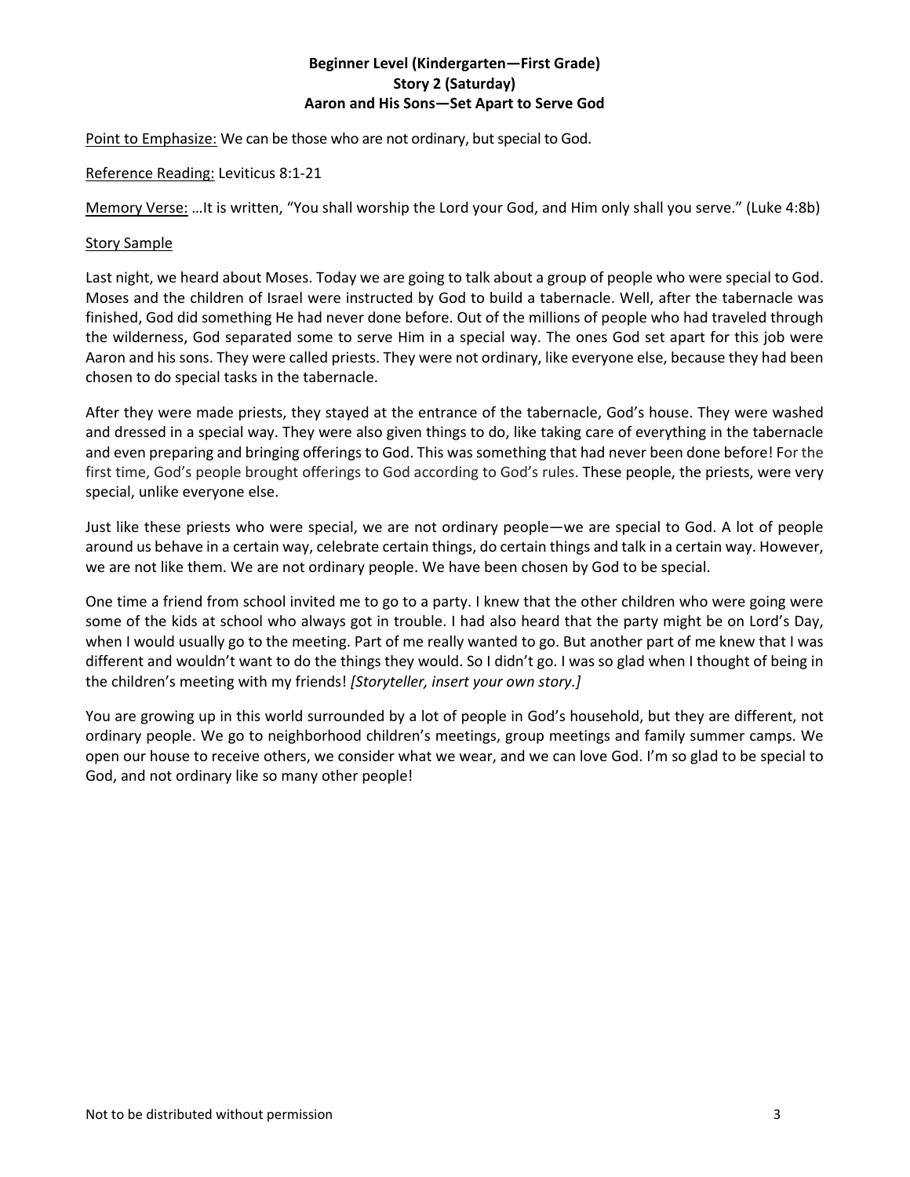**Beginner Level (Kindergarten—First Grade)**
**Story 2 (Saturday)**
**Aaron and His Sons—Set Apart to Serve God**

Point to Emphasize: We can be those who are not ordinary, but special to God.

Reference Reading: Leviticus 8:1-21

Memory Verse: …It is written, "You shall worship the Lord your God, and Him only shall you serve." (Luke 4:8b)

Story Sample

Last night, we heard about Moses. Today we are going to talk about a group of people who were special to God. Moses and the children of Israel were instructed by God to build a tabernacle. Well, after the tabernacle was finished, God did something He had never done before. Out of the millions of people who had traveled through the wilderness, God separated some to serve Him in a special way. The ones God set apart for this job were Aaron and his sons. They were called priests. They were not ordinary, like everyone else, because they had been chosen to do special tasks in the tabernacle.

After they were made priests, they stayed at the entrance of the tabernacle, God's house. They were washed and dressed in a special way. They were also given things to do, like taking care of everything in the tabernacle and even preparing and bringing offerings to God. This was something that had never been done before! For the first time, God's people brought offerings to God according to God's rules. These people, the priests, were very special, unlike everyone else.

Just like these priests who were special, we are not ordinary people—we are special to God. A lot of people around us behave in a certain way, celebrate certain things, do certain things and talk in a certain way. However, we are not like them. We are not ordinary people. We have been chosen by God to be special.

One time a friend from school invited me to go to a party. I knew that the other children who were going were some of the kids at school who always got in trouble. I had also heard that the party might be on Lord's Day, when I would usually go to the meeting. Part of me really wanted to go. But another part of me knew that I was different and wouldn't want to do the things they would. So I didn't go. I was so glad when I thought of being in the children's meeting with my friends! *[Storyteller, insert your own story.]*

You are growing up in this world surrounded by a lot of people in God's household, but they are different, not ordinary people. We go to neighborhood children's meetings, group meetings and family summer camps. We open our house to receive others, we consider what we wear, and we can love God. I'm so glad to be special to God, and not ordinary like so many other people!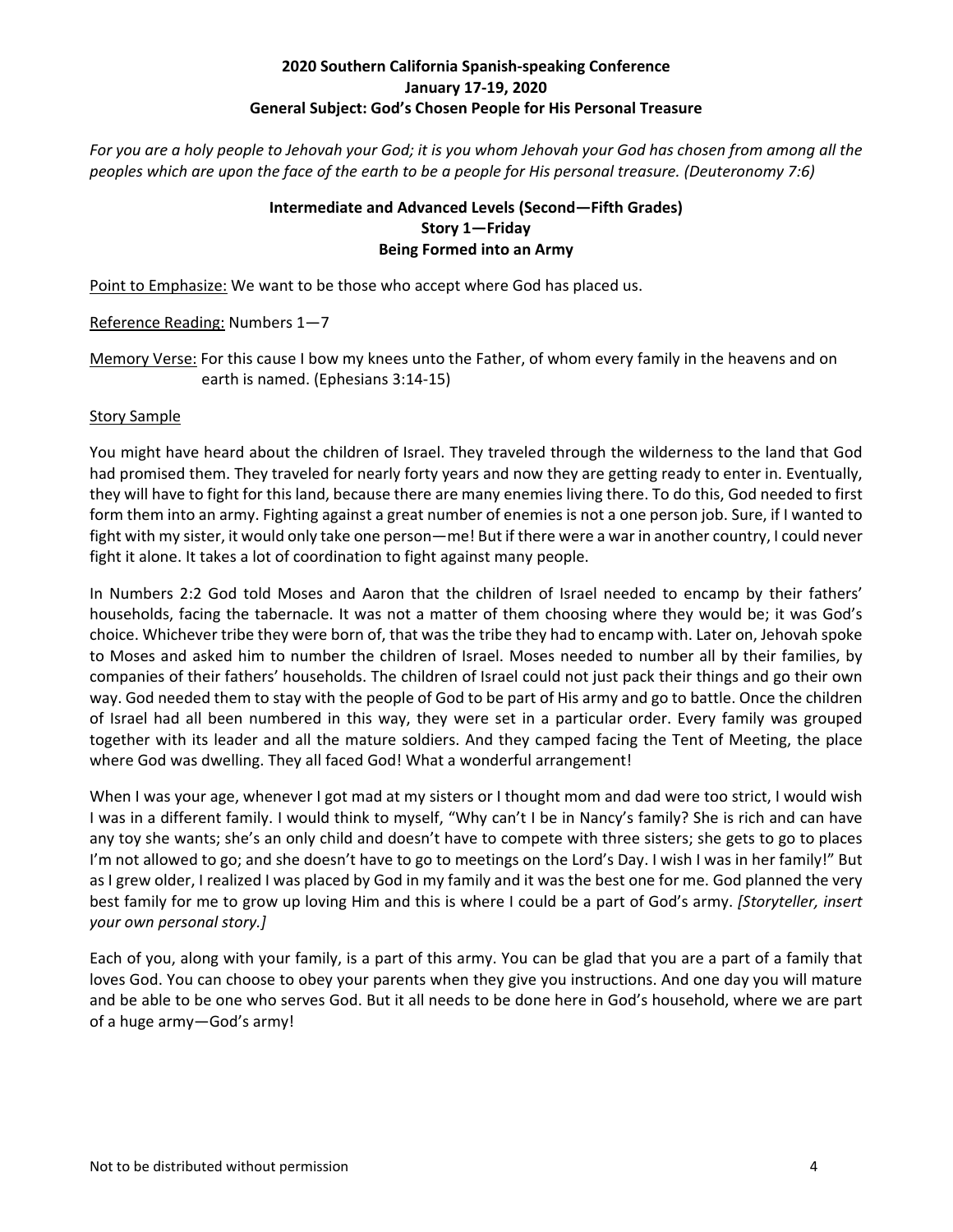**2020 Southern California Spanish-speaking Conference**
**January 17-19, 2020**
**General Subject: God's Chosen People for His Personal Treasure**

*For you are a holy people to Jehovah your God; it is you whom Jehovah your God has chosen from among all the peoples which are upon the face of the earth to be a people for His personal treasure. (Deuteronomy 7:6)*

## Intermediate and Advanced Levels (Second—Fifth Grades)
## Story 1—Friday
## Being Formed into an Army

<u>Point to Emphasize:</u> We want to be those who accept where God has placed us.

<u>Reference Reading:</u> Numbers 1—7

<u>Memory Verse:</u> For this cause I bow my knees unto the Father, of whom every family in the heavens and on earth is named. (Ephesians 3:14-15)

<u>Story Sample</u>

You might have heard about the children of Israel. They traveled through the wilderness to the land that God had promised them. They traveled for nearly forty years and now they are getting ready to enter in. Eventually, they will have to fight for this land, because there are many enemies living there. To do this, God needed to first form them into an army. Fighting against a great number of enemies is not a one person job. Sure, if I wanted to fight with my sister, it would only take one person—me! But if there were a war in another country, I could never fight it alone. It takes a lot of coordination to fight against many people.

In Numbers 2:2 God told Moses and Aaron that the children of Israel needed to encamp by their fathers' households, facing the tabernacle. It was not a matter of them choosing where they would be; it was God's choice. Whichever tribe they were born of, that was the tribe they had to encamp with. Later on, Jehovah spoke to Moses and asked him to number the children of Israel. Moses needed to number all by their families, by companies of their fathers' households. The children of Israel could not just pack their things and go their own way. God needed them to stay with the people of God to be part of His army and go to battle. Once the children of Israel had all been numbered in this way, they were set in a particular order. Every family was grouped together with its leader and all the mature soldiers. And they camped facing the Tent of Meeting, the place where God was dwelling. They all faced God! What a wonderful arrangement!

When I was your age, whenever I got mad at my sisters or I thought mom and dad were too strict, I would wish I was in a different family. I would think to myself, "Why can't I be in Nancy's family? She is rich and can have any toy she wants; she's an only child and doesn't have to compete with three sisters; she gets to go to places I'm not allowed to go; and she doesn't have to go to meetings on the Lord's Day. I wish I was in her family!" But as I grew older, I realized I was placed by God in my family and it was the best one for me. God planned the very best family for me to grow up loving Him and this is where I could be a part of God's army. *[Storyteller, insert your own personal story.]*

Each of you, along with your family, is a part of this army. You can be glad that you are a part of a family that loves God. You can choose to obey your parents when they give you instructions. And one day you will mature and be able to be one who serves God. But it all needs to be done here in God's household, where we are part of a huge army—God's army!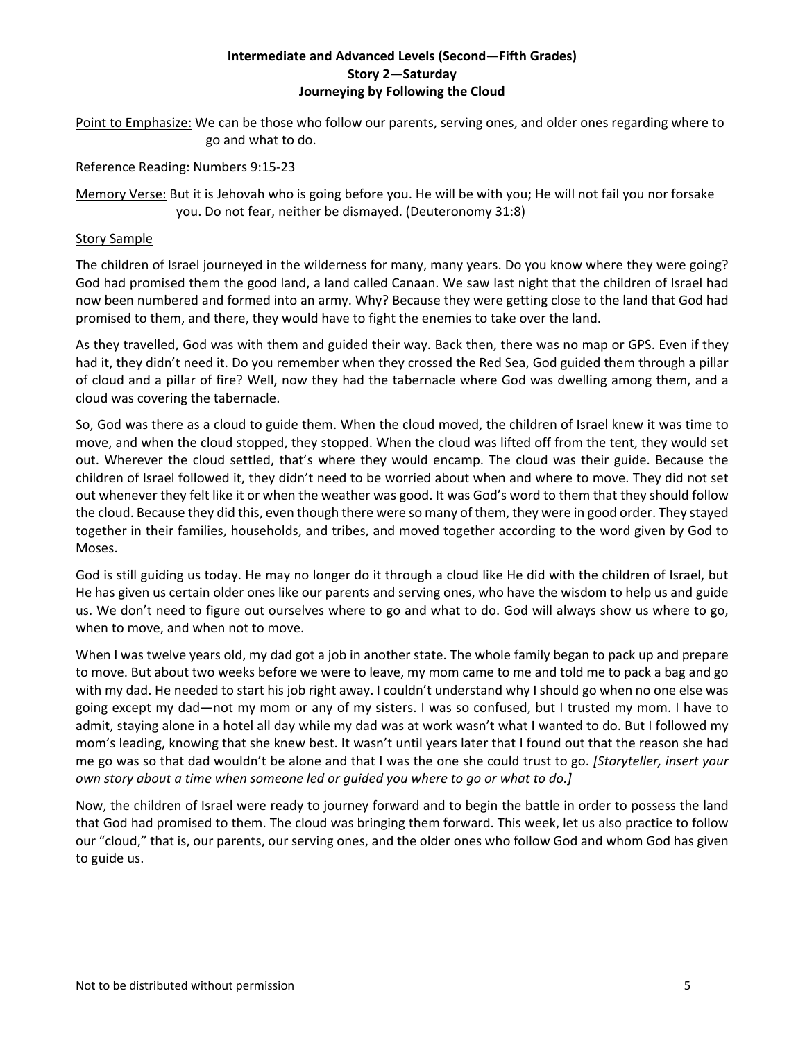**Intermediate and Advanced Levels (Second—Fifth Grades)**
**Story 2—Saturday**
**Journeying by Following the Cloud**

Point to Emphasize: We can be those who follow our parents, serving ones, and older ones regarding where to go and what to do.

Reference Reading: Numbers 9:15-23

Memory Verse: But it is Jehovah who is going before you. He will be with you; He will not fail you nor forsake you. Do not fear, neither be dismayed. (Deuteronomy 31:8)

Story Sample

The children of Israel journeyed in the wilderness for many, many years. Do you know where they were going? God had promised them the good land, a land called Canaan. We saw last night that the children of Israel had now been numbered and formed into an army. Why? Because they were getting close to the land that God had promised to them, and there, they would have to fight the enemies to take over the land.

As they travelled, God was with them and guided their way. Back then, there was no map or GPS. Even if they had it, they didn't need it. Do you remember when they crossed the Red Sea, God guided them through a pillar of cloud and a pillar of fire? Well, now they had the tabernacle where God was dwelling among them, and a cloud was covering the tabernacle.

So, God was there as a cloud to guide them. When the cloud moved, the children of Israel knew it was time to move, and when the cloud stopped, they stopped. When the cloud was lifted off from the tent, they would set out. Wherever the cloud settled, that's where they would encamp. The cloud was their guide. Because the children of Israel followed it, they didn't need to be worried about when and where to move. They did not set out whenever they felt like it or when the weather was good. It was God's word to them that they should follow the cloud. Because they did this, even though there were so many of them, they were in good order. They stayed together in their families, households, and tribes, and moved together according to the word given by God to Moses.

God is still guiding us today. He may no longer do it through a cloud like He did with the children of Israel, but He has given us certain older ones like our parents and serving ones, who have the wisdom to help us and guide us. We don't need to figure out ourselves where to go and what to do. God will always show us where to go, when to move, and when not to move.

When I was twelve years old, my dad got a job in another state. The whole family began to pack up and prepare to move. But about two weeks before we were to leave, my mom came to me and told me to pack a bag and go with my dad. He needed to start his job right away. I couldn't understand why I should go when no one else was going except my dad—not my mom or any of my sisters. I was so confused, but I trusted my mom. I have to admit, staying alone in a hotel all day while my dad was at work wasn't what I wanted to do. But I followed my mom's leading, knowing that she knew best. It wasn't until years later that I found out that the reason she had me go was so that dad wouldn't be alone and that I was the one she could trust to go. *[Storyteller, insert your own story about a time when someone led or guided you where to go or what to do.]*

Now, the children of Israel were ready to journey forward and to begin the battle in order to possess the land that God had promised to them. The cloud was bringing them forward. This week, let us also practice to follow our "cloud," that is, our parents, our serving ones, and the older ones who follow God and whom God has given to guide us.

Not to be distributed without permission